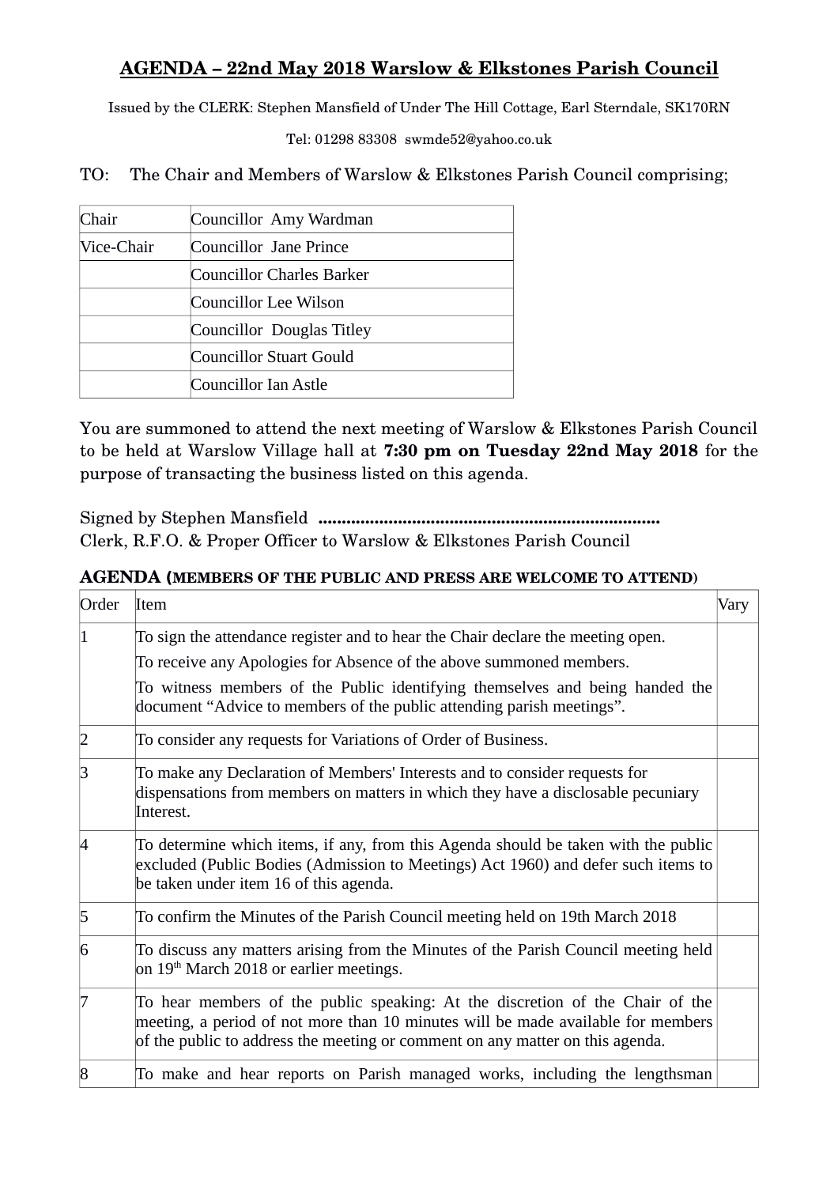# AGENDA – 22nd May 2018 Warslow & Elkstones Parish Council

Issued by the CLERK: Stephen Mansfield of Under The Hill Cottage, Earl Sterndale, SK170RN

Tel: 01298 83308 swmde52@yahoo.co.uk

TO: The Chair and Members of Warslow & Elkstones Parish Council comprising;

| Chair | Councillor Amy Wardman |
|---|---|
| Vice-Chair | Councillor Jane Prince |
| | Councillor Charles Barker |
| | Councillor Lee Wilson |
| | Councillor Douglas Titley |
| | Councillor Stuart Gould |
| | Councillor Ian Astle |

You are summoned to attend the next meeting of Warslow & Elkstones Parish Council to be held at Warslow Village hall at **7:30 pm on Tuesday 22nd May 2018** for the purpose of transacting the business listed on this agenda.

Signed by Stephen Mansfield ........................................................................
Clerk, R.F.O. & Proper Officer to Warslow & Elkstones Parish Council

**AGENDA (MEMBERS OF THE PUBLIC AND PRESS ARE WELCOME TO ATTEND)**

| Order | Item | Vary |
|---|---|---|
| 1 | To sign the attendance register and to hear the Chair declare the meeting open.<br>To receive any Apologies for Absence of the above summoned members.<br>To witness members of the Public identifying themselves and being handed the document "Advice to members of the public attending parish meetings". | |
| 2 | To consider any requests for Variations of Order of Business. | |
| 3 | To make any Declaration of Members' Interests and to consider requests for dispensations from members on matters in which they have a disclosable pecuniary Interest. | |
| 4 | To determine which items, if any, from this Agenda should be taken with the public excluded (Public Bodies (Admission to Meetings) Act 1960) and defer such items to be taken under item 16 of this agenda. | |
| 5 | To confirm the Minutes of the Parish Council meeting held on 19th March 2018 | |
| 6 | To discuss any matters arising from the Minutes of the Parish Council meeting held on 19th March 2018 or earlier meetings. | |
| 7 | To hear members of the public speaking: At the discretion of the Chair of the meeting, a period of not more than 10 minutes will be made available for members of the public to address the meeting or comment on any matter on this agenda. | |
| 8 | To make and hear reports on Parish managed works, including the lengthsman | |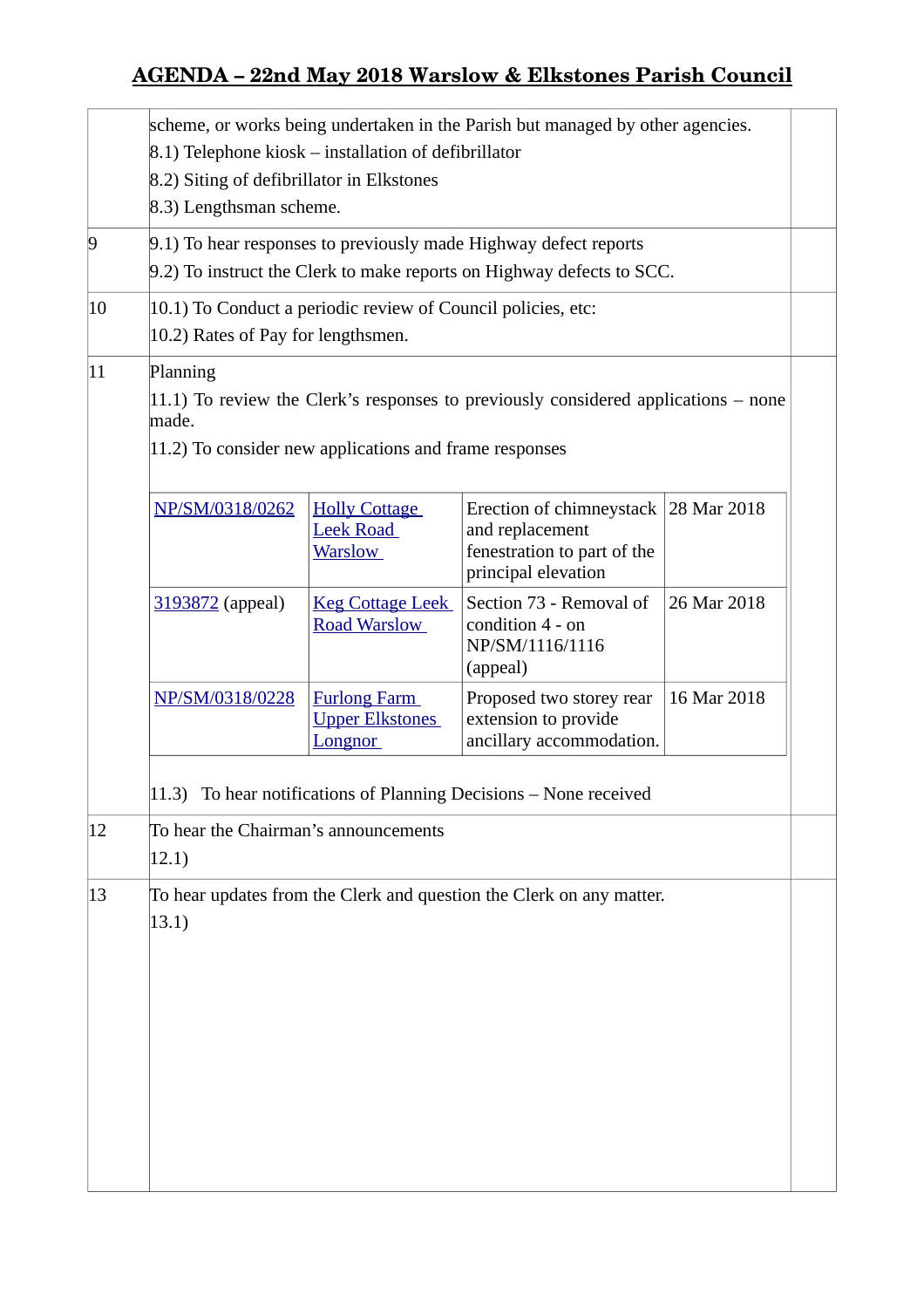# AGENDA – 22nd May 2018 Warslow & Elkstones Parish Council

| | | |
|---|---|---|
| | scheme, or works being undertaken in the Parish but managed by other agencies.<br>8.1) Telephone kiosk – installation of defibrillator<br>8.2) Siting of defibrillator in Elkstones<br>8.3) Lengthsman scheme. | |
| 9 | 9.1) To hear responses to previously made Highway defect reports<br>9.2) To instruct the Clerk to make reports on Highway defects to SCC. | |
| 10 | 10.1) To Conduct a periodic review of Council policies, etc:<br>10.2) Rates of Pay for lengthsmen. | |
| 11 | Planning<br>11.1) To review the Clerk's responses to previously considered applications – none made.<br>11.2) To consider new applications and frame responses | |

| | | | |
|---|---|---|---|
| NP/SM/0318/0262 | Holly Cottage Leek Road Warslow | Erection of chimneystack and replacement fenestration to part of the principal elevation | 28 Mar 2018 |
| 3193872 (appeal) | Keg Cottage Leek Road Warslow | Section 73 - Removal of condition 4 - on NP/SM/1116/1116 (appeal) | 26 Mar 2018 |
| NP/SM/0318/0228 | Furlong Farm Upper Elkstones Longnor | Proposed two storey rear extension to provide ancillary accommodation. | 16 Mar 2018 |

| | | |
|---|---|---|
| | 11.3) To hear notifications of Planning Decisions – None received | |
| 12 | To hear the Chairman's announcements<br>12.1) | |
| 13 | To hear updates from the Clerk and question the Clerk on any matter.<br>13.1) | |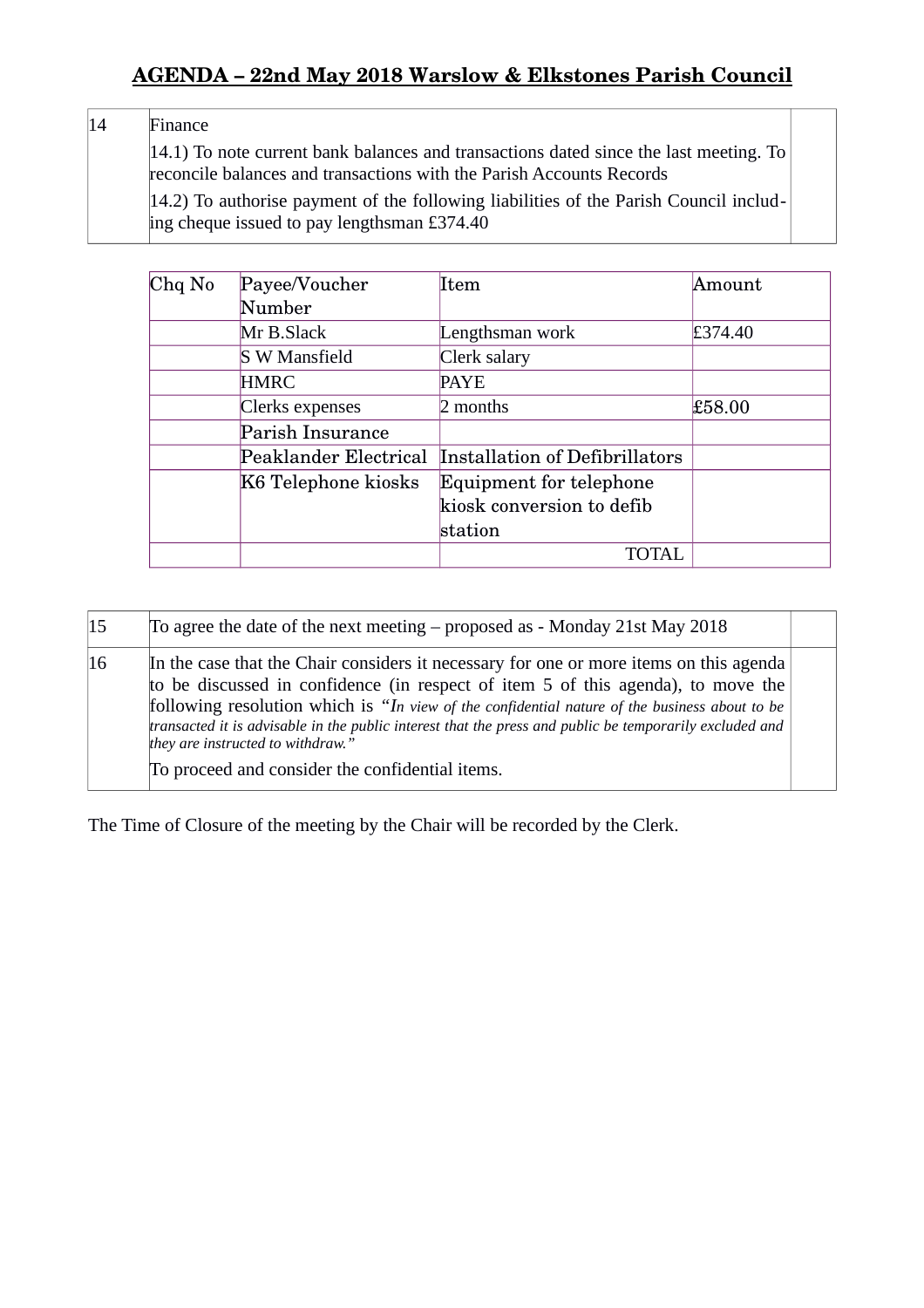## AGENDA – 22nd May 2018 Warslow & Elkstones Parish Council

| | | |
|---|---|---|
| 14 | Finance<br>14.1) To note current bank balances and transactions dated since the last meeting. To reconcile balances and transactions with the Parish Accounts Records<br>14.2) To authorise payment of the following liabilities of the Parish Council including cheque issued to pay lengthsman £374.40 | |

| Chq No | Payee/Voucher Number | Item | Amount |
|---|---|---|---|
| | Mr B.Slack | Lengthsman work | £374.40 |
| | S W Mansfield | Clerk salary | |
| | HMRC | PAYE | |
| | Clerks expenses | 2 months | £58.00 |
| | Parish Insurance | | |
| | Peaklander Electrical | Installation of Defibrillators | |
| | K6 Telephone kiosks | Equipment for telephone kiosk conversion to defib station | |
| | | TOTAL | |

| | | |
|---|---|---|
| 15 | To agree the date of the next meeting – proposed as - Monday 21st May 2018 | |
| 16 | In the case that the Chair considers it necessary for one or more items on this agenda to be discussed in confidence (in respect of item 5 of this agenda), to move the following resolution which is *"In view of the confidential nature of the business about to be transacted it is advisable in the public interest that the press and public be temporarily excluded and they are instructed to withdraw."*<br>To proceed and consider the confidential items. | |

The Time of Closure of the meeting by the Chair will be recorded by the Clerk.